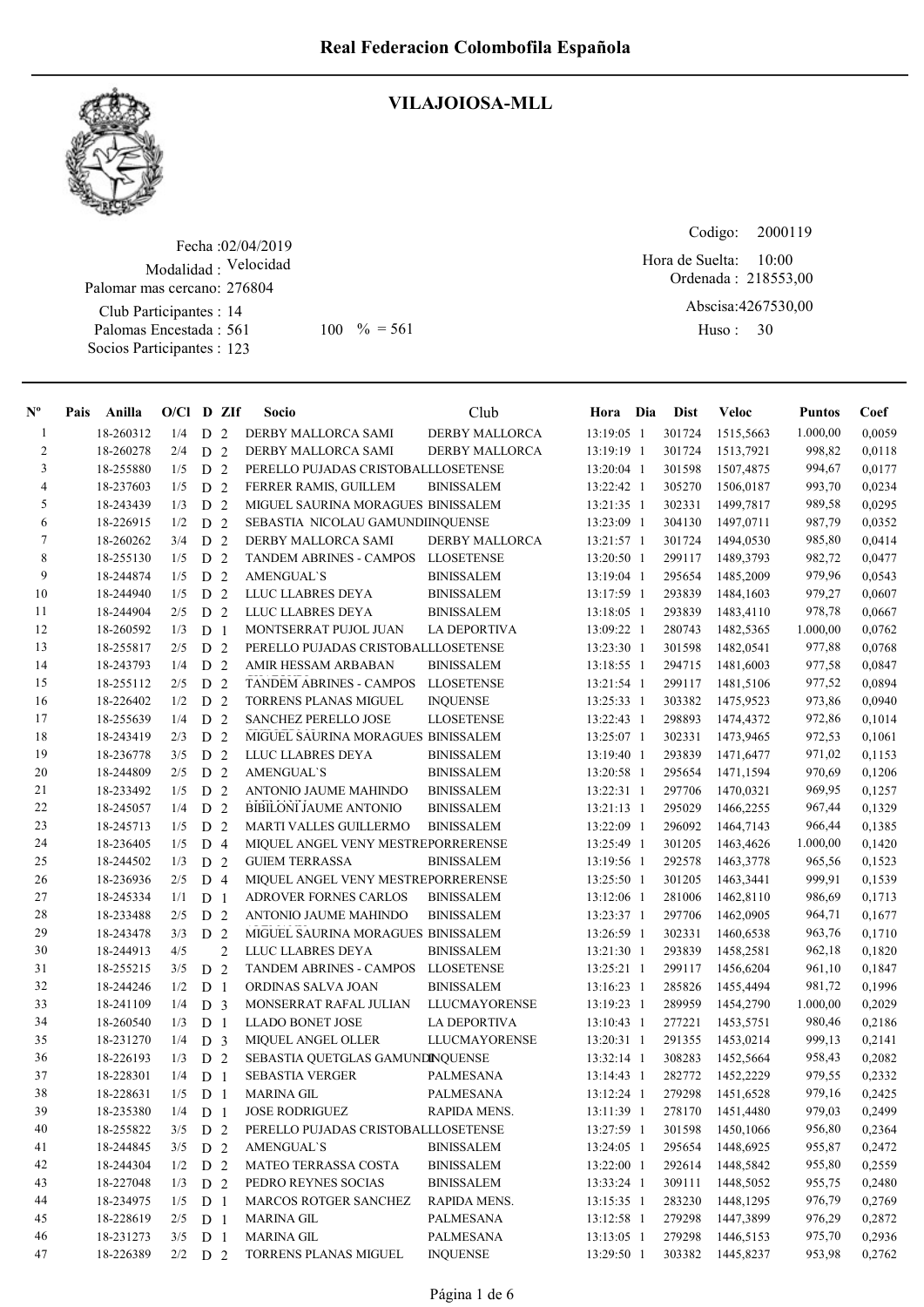# Real Federacion Colombofila Española

## VILAJOIOSA-MLL

Fecha :02/04/2019
Modalidad : Velocidad
Palomar mas cercano: 276804
Club Participantes : 14
Palomas Encestada : 561    100 % = 561
Socios Participantes : 123

Codigo: 2000119
Hora de Suelta: 10:00
Ordenada : 218553,00
Abscisa:4267530,00
Huso : 30

| Nº | Pais | Anilla | O/Cl | D | ZIf | Socio | Club | Hora | Dia | Dist | Veloc | Puntos | Coef |
|---|---|---|---|---|---|---|---|---|---|---|---|---|---|
| 1 | | 18-260312 | 1/4 | D | 2 | DERBY MALLORCA SAMI | DERBY MALLORCA | 13:19:05 | 1 | 301724 | 1515,5663 | 1.000,00 | 0,0059 |
| 2 | | 18-260278 | 2/4 | D | 2 | DERBY MALLORCA SAMI | DERBY MALLORCA | 13:19:19 | 1 | 301724 | 1513,7921 | 998,82 | 0,0118 |
| 3 | | 18-255880 | 1/5 | D | 2 | PERELLO PUJADAS CRISTOBAL | LLOSETENSE | 13:20:04 | 1 | 301598 | 1507,4875 | 994,67 | 0,0177 |
| 4 | | 18-237603 | 1/5 | D | 2 | FERRER RAMIS, GUILLEM | BINISSALEM | 13:22:42 | 1 | 305270 | 1506,0187 | 993,70 | 0,0234 |
| 5 | | 18-243439 | 1/3 | D | 2 | MIGUEL SAURINA MORAGUES | BINISSALEM | 13:21:35 | 1 | 302331 | 1499,7817 | 989,58 | 0,0295 |
| 6 | | 18-226915 | 1/2 | D | 2 | SEBASTIA NICOLAU GAMUNDI | INQUENSE | 13:23:09 | 1 | 304130 | 1497,0711 | 987,79 | 0,0352 |
| 7 | | 18-260262 | 3/4 | D | 2 | DERBY MALLORCA SAMI | DERBY MALLORCA | 13:21:57 | 1 | 301724 | 1494,0530 | 985,80 | 0,0414 |
| 8 | | 18-255130 | 1/5 | D | 2 | TANDEM ABRINES - CAMPOS | LLOSETENSE | 13:20:50 | 1 | 299117 | 1489,3793 | 982,72 | 0,0477 |
| 9 | | 18-244874 | 1/5 | D | 2 | AMENGUAL`S | BINISSALEM | 13:19:04 | 1 | 295654 | 1485,2009 | 979,96 | 0,0543 |
| 10 | | 18-244940 | 1/5 | D | 2 | LLUC LLABRES DEYA | BINISSALEM | 13:17:59 | 1 | 293839 | 1484,1603 | 979,27 | 0,0607 |
| 11 | | 18-244904 | 2/5 | D | 2 | LLUC LLABRES DEYA | BINISSALEM | 13:18:05 | 1 | 293839 | 1483,4110 | 978,78 | 0,0667 |
| 12 | | 18-260592 | 1/3 | D | 1 | MONTSERRAT PUJOL JUAN | LA DEPORTIVA | 13:09:22 | 1 | 280743 | 1482,5365 | 1.000,00 | 0,0762 |
| 13 | | 18-255817 | 2/5 | D | 2 | PERELLO PUJADAS CRISTOBAL | LLOSETENSE | 13:23:30 | 1 | 301598 | 1482,0541 | 977,88 | 0,0768 |
| 14 | | 18-243793 | 1/4 | D | 2 | AMIR HESSAM ARBABAN | BINISSALEM | 13:18:55 | 1 | 294715 | 1481,6003 | 977,58 | 0,0847 |
| 15 | | 18-255112 | 2/5 | D | 2 | TANDEM ABRINES - CAMPOS | LLOSETENSE | 13:21:54 | 1 | 299117 | 1481,5106 | 977,52 | 0,0894 |
| 16 | | 18-226402 | 1/2 | D | 2 | TORRENS PLANAS MIGUEL | INQUENSE | 13:25:33 | 1 | 303382 | 1475,9523 | 973,86 | 0,0940 |
| 17 | | 18-255639 | 1/4 | D | 2 | SANCHEZ PERELLO JOSE | LLOSETENSE | 13:22:43 | 1 | 298893 | 1474,4372 | 972,86 | 0,1014 |
| 18 | | 18-243419 | 2/3 | D | 2 | MIGUEL SAURINA MORAGUES | BINISSALEM | 13:25:07 | 1 | 302331 | 1473,9465 | 972,53 | 0,1061 |
| 19 | | 18-236778 | 3/5 | D | 2 | LLUC LLABRES DEYA | BINISSALEM | 13:19:40 | 1 | 293839 | 1471,6477 | 971,02 | 0,1153 |
| 20 | | 18-244809 | 2/5 | D | 2 | AMENGUAL`S | BINISSALEM | 13:20:58 | 1 | 295654 | 1471,1594 | 970,69 | 0,1206 |
| 21 | | 18-233492 | 1/5 | D | 2 | ANTONIO JAUME MAHINDO | BINISSALEM | 13:22:31 | 1 | 297706 | 1470,0321 | 969,95 | 0,1257 |
| 22 | | 18-245057 | 1/4 | D | 2 | BIBILONI JAUME ANTONIO | BINISSALEM | 13:21:13 | 1 | 295029 | 1466,2255 | 967,44 | 0,1329 |
| 23 | | 18-245713 | 1/5 | D | 2 | MARTI VALLES GUILLERMO | BINISSALEM | 13:22:09 | 1 | 296092 | 1464,7143 | 966,44 | 0,1385 |
| 24 | | 18-236405 | 1/5 | D | 4 | MIQUEL ANGEL VENY MESTRE | PORRERENSE | 13:25:49 | 1 | 301205 | 1463,4626 | 1.000,00 | 0,1420 |
| 25 | | 18-244502 | 1/3 | D | 2 | GUIEM TERRASSA | BINISSALEM | 13:19:56 | 1 | 292578 | 1463,3778 | 965,56 | 0,1523 |
| 26 | | 18-236936 | 2/5 | D | 4 | MIQUEL ANGEL VENY MESTRE | PORRERENSE | 13:25:50 | 1 | 301205 | 1463,3441 | 999,91 | 0,1539 |
| 27 | | 18-245334 | 1/1 | D | 1 | ADROVER FORNES CARLOS | BINISSALEM | 13:12:06 | 1 | 281006 | 1462,8110 | 986,69 | 0,1713 |
| 28 | | 18-233488 | 2/5 | D | 2 | ANTONIO JAUME MAHINDO | BINISSALEM | 13:23:37 | 1 | 297706 | 1462,0905 | 964,71 | 0,1677 |
| 29 | | 18-243478 | 3/3 | D | 2 | MIGUEL SAURINA MORAGUES | BINISSALEM | 13:26:59 | 1 | 302331 | 1460,6538 | 963,76 | 0,1710 |
| 30 | | 18-244913 | 4/5 | | 2 | LLUC LLABRES DEYA | BINISSALEM | 13:21:30 | 1 | 293839 | 1458,2581 | 962,18 | 0,1820 |
| 31 | | 18-255215 | 3/5 | D | 2 | TANDEM ABRINES - CAMPOS | LLOSETENSE | 13:25:21 | 1 | 299117 | 1456,6204 | 961,10 | 0,1847 |
| 32 | | 18-244246 | 1/2 | D | 1 | ORDINAS SALVA JOAN | BINISSALEM | 13:16:23 | 1 | 285826 | 1455,4494 | 981,72 | 0,1996 |
| 33 | | 18-241109 | 1/4 | D | 3 | MONSERRAT RAFAL JULIAN | LLUCMAYORENSE | 13:19:23 | 1 | 289959 | 1454,2790 | 1.000,00 | 0,2029 |
| 34 | | 18-260540 | 1/3 | D | 1 | LLADO BONET JOSE | LA DEPORTIVA | 13:10:43 | 1 | 277221 | 1453,5751 | 980,46 | 0,2186 |
| 35 | | 18-231270 | 1/4 | D | 3 | MIQUEL ANGEL OLLER | LLUCMAYORENSE | 13:20:31 | 1 | 291355 | 1453,0214 | 999,13 | 0,2141 |
| 36 | | 18-226193 | 1/3 | D | 2 | SEBASTIA QUETGLAS GAMUNDI | INQUENSE | 13:32:14 | 1 | 308283 | 1452,5664 | 958,43 | 0,2082 |
| 37 | | 18-228301 | 1/4 | D | 1 | SEBASTIA VERGER | PALMESANA | 13:14:43 | 1 | 282772 | 1452,2229 | 979,55 | 0,2332 |
| 38 | | 18-228631 | 1/5 | D | 1 | MARINA GIL | PALMESANA | 13:12:24 | 1 | 279298 | 1451,6528 | 979,16 | 0,2425 |
| 39 | | 18-235380 | 1/4 | D | 1 | JOSE RODRIGUEZ | RAPIDA MENS. | 13:11:39 | 1 | 278170 | 1451,4480 | 979,03 | 0,2499 |
| 40 | | 18-255822 | 3/5 | D | 2 | PERELLO PUJADAS CRISTOBAL | LLOSETENSE | 13:27:59 | 1 | 301598 | 1450,1066 | 956,80 | 0,2364 |
| 41 | | 18-244845 | 3/5 | D | 2 | AMENGUAL`S | BINISSALEM | 13:24:05 | 1 | 295654 | 1448,6925 | 955,87 | 0,2472 |
| 42 | | 18-244304 | 1/2 | D | 2 | MATEO TERRASSA COSTA | BINISSALEM | 13:22:00 | 1 | 292614 | 1448,5842 | 955,80 | 0,2559 |
| 43 | | 18-227048 | 1/3 | D | 2 | PEDRO REYNES SOCIAS | BINISSALEM | 13:33:24 | 1 | 309111 | 1448,5052 | 955,75 | 0,2480 |
| 44 | | 18-234975 | 1/5 | D | 1 | MARCOS ROTGER SANCHEZ | RAPIDA MENS. | 13:15:35 | 1 | 283230 | 1448,1295 | 976,79 | 0,2769 |
| 45 | | 18-228619 | 2/5 | D | 1 | MARINA GIL | PALMESANA | 13:12:58 | 1 | 279298 | 1447,3899 | 976,29 | 0,2872 |
| 46 | | 18-231273 | 3/5 | D | 1 | MARINA GIL | PALMESANA | 13:13:05 | 1 | 279298 | 1446,5153 | 975,70 | 0,2936 |
| 47 | | 18-226389 | 2/2 | D | 2 | TORRENS PLANAS MIGUEL | INQUENSE | 13:29:50 | 1 | 303382 | 1445,8237 | 953,98 | 0,2762 |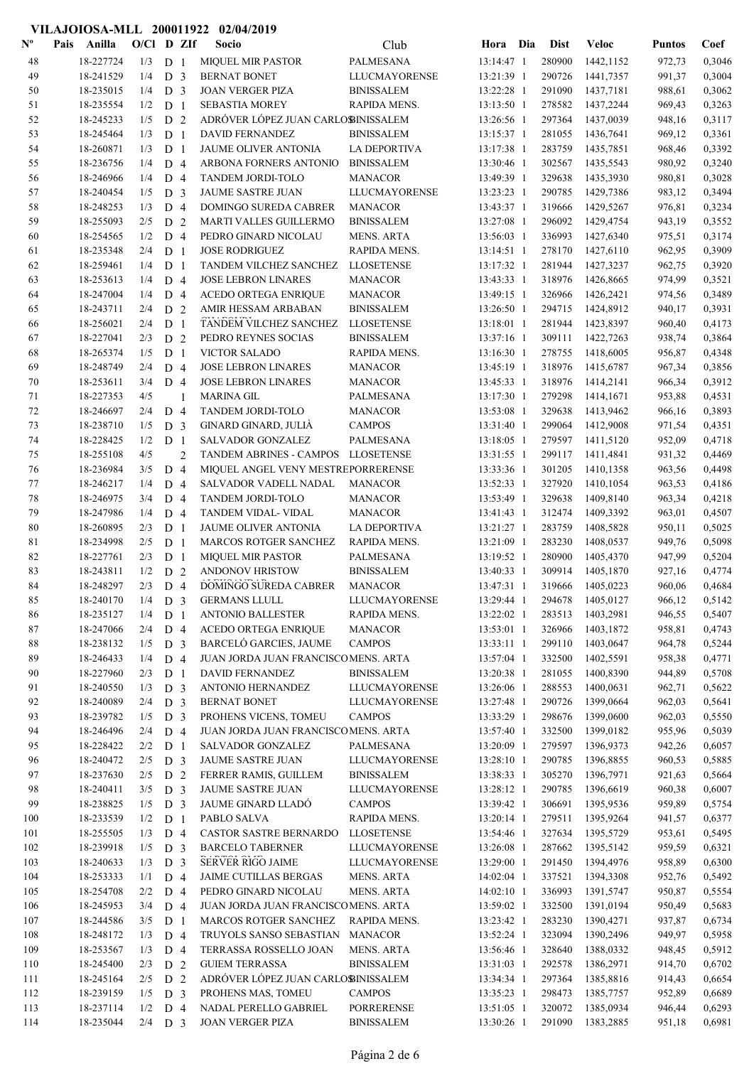VILAJOIOSA-MLL 200011922 02/04/2019

| Nº | Pais | Anilla | O/Cl | D | ZIf | Socio | Club | Hora | Dia | Dist | Veloc | Puntos | Coef |
|---|---|---|---|---|---|---|---|---|---|---|---|---|---|
| 48 | | 18-227724 | 1/3 | D | 1 | MIQUEL MIR PASTOR | PALMESANA | 13:14:47 | 1 | 280900 | 1442,1152 | 972,73 | 0,3046 |
| 49 | | 18-241529 | 1/4 | D | 3 | BERNAT BONET | LLUCMAYORENSE | 13:21:39 | 1 | 290726 | 1441,7357 | 991,37 | 0,3004 |
| 50 | | 18-235015 | 1/4 | D | 3 | JOAN VERGER PIZA | BINISSALEM | 13:22:28 | 1 | 291090 | 1437,7181 | 988,61 | 0,3062 |
| 51 | | 18-235554 | 1/2 | D | 1 | SEBASTIA MOREY | RAPIDA MENS. | 13:13:50 | 1 | 278582 | 1437,2244 | 969,43 | 0,3263 |
| 52 | | 18-245233 | 1/5 | D | 2 | ADRÓVER LÓPEZ JUAN CARLOS | BINISSALEM | 13:26:56 | 1 | 297364 | 1437,0039 | 948,16 | 0,3117 |
| 53 | | 18-245464 | 1/3 | D | 1 | DAVID FERNANDEZ | BINISSALEM | 13:15:37 | 1 | 281055 | 1436,7641 | 969,12 | 0,3361 |
| 54 | | 18-260871 | 1/3 | D | 1 | JAUME OLIVER ANTONIA | LA DEPORTIVA | 13:17:38 | 1 | 283759 | 1435,7851 | 968,46 | 0,3392 |
| 55 | | 18-236756 | 1/4 | D | 4 | ARBONA FORNERS ANTONIO | BINISSALEM | 13:30:46 | 1 | 302567 | 1435,5543 | 980,92 | 0,3240 |
| 56 | | 18-246966 | 1/4 | D | 4 | TANDEM JORDI-TOLO | MANACOR | 13:49:39 | 1 | 329638 | 1435,3930 | 980,81 | 0,3028 |
| 57 | | 18-240454 | 1/5 | D | 3 | JAUME SASTRE JUAN | LLUCMAYORENSE | 13:23:23 | 1 | 290785 | 1429,7386 | 983,12 | 0,3494 |
| 58 | | 18-248253 | 1/3 | D | 4 | DOMINGO SUREDA CABRER | MANACOR | 13:43:37 | 1 | 319666 | 1429,5267 | 976,81 | 0,3234 |
| 59 | | 18-255093 | 2/5 | D | 2 | MARTI VALLES GUILLERMO | BINISSALEM | 13:27:08 | 1 | 296092 | 1429,4754 | 943,19 | 0,3552 |
| 60 | | 18-254565 | 1/2 | D | 4 | PEDRO GINARD NICOLAU | MENS. ARTA | 13:56:03 | 1 | 336993 | 1427,6340 | 975,51 | 0,3174 |
| 61 | | 18-235348 | 2/4 | D | 1 | JOSE RODRIGUEZ | RAPIDA MENS. | 13:14:51 | 1 | 278170 | 1427,6110 | 962,95 | 0,3909 |
| 62 | | 18-259461 | 1/4 | D | 1 | TANDEM VILCHEZ SANCHEZ | LLOSETENSE | 13:17:32 | 1 | 281944 | 1427,3237 | 962,75 | 0,3920 |
| 63 | | 18-253613 | 1/4 | D | 4 | JOSE LEBRON LINARES | MANACOR | 13:43:33 | 1 | 318976 | 1426,8665 | 974,99 | 0,3521 |
| 64 | | 18-247004 | 1/4 | D | 4 | ACEDO ORTEGA ENRIQUE | MANACOR | 13:49:15 | 1 | 326966 | 1426,2421 | 974,56 | 0,3489 |
| 65 | | 18-243711 | 2/4 | D | 2 | AMIR HESSAM ARBABAN | BINISSALEM | 13:26:50 | 1 | 294715 | 1424,8912 | 940,17 | 0,3931 |
| 66 | | 18-256021 | 2/4 | D | 1 | TANDEM VILCHEZ SANCHEZ | LLOSETENSE | 13:18:01 | 1 | 281944 | 1423,8397 | 960,40 | 0,4173 |
| 67 | | 18-227041 | 2/3 | D | 2 | PEDRO REYNES SOCIAS | BINISSALEM | 13:37:16 | 1 | 309111 | 1422,7263 | 938,74 | 0,3864 |
| 68 | | 18-265374 | 1/5 | D | 1 | VICTOR SALADO | RAPIDA MENS. | 13:16:30 | 1 | 278755 | 1418,6005 | 956,87 | 0,4348 |
| 69 | | 18-248749 | 2/4 | D | 4 | JOSE LEBRON LINARES | MANACOR | 13:45:19 | 1 | 318976 | 1415,6787 | 967,34 | 0,3856 |
| 70 | | 18-253611 | 3/4 | D | 4 | JOSE LEBRON LINARES | MANACOR | 13:45:33 | 1 | 318976 | 1414,2141 | 966,34 | 0,3912 |
| 71 | | 18-227353 | 4/5 | | 1 | MARINA GIL | PALMESANA | 13:17:30 | 1 | 279298 | 1414,1671 | 953,88 | 0,4531 |
| 72 | | 18-246697 | 2/4 | D | 4 | TANDEM JORDI-TOLO | MANACOR | 13:53:08 | 1 | 329638 | 1413,9462 | 966,16 | 0,3893 |
| 73 | | 18-238710 | 1/5 | D | 3 | GINARD GINARD, JULIÀ | CAMPOS | 13:31:40 | 1 | 299064 | 1412,9008 | 971,54 | 0,4351 |
| 74 | | 18-228425 | 1/2 | D | 1 | SALVADOR GONZALEZ | PALMESANA | 13:18:05 | 1 | 279597 | 1411,5120 | 952,09 | 0,4718 |
| 75 | | 18-255108 | 4/5 | | 2 | TANDEM ABRINES - CAMPOS | LLOSETENSE | 13:31:55 | 1 | 299117 | 1411,4841 | 931,32 | 0,4469 |
| 76 | | 18-236984 | 3/5 | D | 4 | MIQUEL ANGEL VENY MESTRE | PORRERENSE | 13:33:36 | 1 | 301205 | 1410,1358 | 963,56 | 0,4498 |
| 77 | | 18-246217 | 1/4 | D | 4 | SALVADOR VADELL NADAL | MANACOR | 13:52:33 | 1 | 327920 | 1410,1054 | 963,53 | 0,4186 |
| 78 | | 18-246975 | 3/4 | D | 4 | TANDEM JORDI-TOLO | MANACOR | 13:53:49 | 1 | 329638 | 1409,8140 | 963,34 | 0,4218 |
| 79 | | 18-247986 | 1/4 | D | 4 | TANDEM VIDAL- VIDAL | MANACOR | 13:41:43 | 1 | 312474 | 1409,3392 | 963,01 | 0,4507 |
| 80 | | 18-260895 | 2/3 | D | 1 | JAUME OLIVER ANTONIA | LA DEPORTIVA | 13:21:27 | 1 | 283759 | 1408,5828 | 950,11 | 0,5025 |
| 81 | | 18-234998 | 2/5 | D | 1 | MARCOS ROTGER SANCHEZ | RAPIDA MENS. | 13:21:09 | 1 | 283230 | 1408,0537 | 949,76 | 0,5098 |
| 82 | | 18-227761 | 2/3 | D | 1 | MIQUEL MIR PASTOR | PALMESANA | 13:19:52 | 1 | 280900 | 1405,4370 | 947,99 | 0,5204 |
| 83 | | 18-243811 | 1/2 | D | 2 | ANDONOV HRISTOW | BINISSALEM | 13:40:33 | 1 | 309914 | 1405,1870 | 927,16 | 0,4774 |
| 84 | | 18-248297 | 2/3 | D | 4 | DOMINGO SUREDA CABRER | MANACOR | 13:47:31 | 1 | 319666 | 1405,0223 | 960,06 | 0,4684 |
| 85 | | 18-240170 | 1/4 | D | 3 | GERMANS LLULL | LLUCMAYORENSE | 13:29:44 | 1 | 294678 | 1405,0127 | 966,12 | 0,5142 |
| 86 | | 18-235127 | 1/4 | D | 1 | ANTONIO BALLESTER | RAPIDA MENS. | 13:22:02 | 1 | 283513 | 1403,2981 | 946,55 | 0,5407 |
| 87 | | 18-247066 | 2/4 | D | 4 | ACEDO ORTEGA ENRIQUE | MANACOR | 13:53:01 | 1 | 326966 | 1403,1872 | 958,81 | 0,4743 |
| 88 | | 18-238132 | 1/5 | D | 3 | BARCELÓ GARCIES, JAUME | CAMPOS | 13:33:11 | 1 | 299110 | 1403,0647 | 964,78 | 0,5244 |
| 89 | | 18-246433 | 1/4 | D | 4 | JUAN JORDA JUAN FRANCISCO | MENS. ARTA | 13:57:04 | 1 | 332500 | 1402,5591 | 958,38 | 0,4771 |
| 90 | | 18-227960 | 2/3 | D | 1 | DAVID FERNANDEZ | BINISSALEM | 13:20:38 | 1 | 281055 | 1400,8390 | 944,89 | 0,5708 |
| 91 | | 18-240550 | 1/3 | D | 3 | ANTONIO HERNANDEZ | LLUCMAYORENSE | 13:26:06 | 1 | 288553 | 1400,0631 | 962,71 | 0,5622 |
| 92 | | 18-240089 | 2/4 | D | 3 | BERNAT BONET | LLUCMAYORENSE | 13:27:48 | 1 | 290726 | 1399,0664 | 962,03 | 0,5641 |
| 93 | | 18-239782 | 1/5 | D | 3 | PROHENS VICENS, TOMEU | CAMPOS | 13:33:29 | 1 | 298676 | 1399,0600 | 962,03 | 0,5550 |
| 94 | | 18-246496 | 2/4 | D | 4 | JUAN JORDA JUAN FRANCISCO | MENS. ARTA | 13:57:40 | 1 | 332500 | 1399,0182 | 955,96 | 0,5039 |
| 95 | | 18-228422 | 2/2 | D | 1 | SALVADOR GONZALEZ | PALMESANA | 13:20:09 | 1 | 279597 | 1396,9373 | 942,26 | 0,6057 |
| 96 | | 18-240472 | 2/5 | D | 3 | JAUME SASTRE JUAN | LLUCMAYORENSE | 13:28:10 | 1 | 290785 | 1396,8855 | 960,53 | 0,5885 |
| 97 | | 18-237630 | 2/5 | D | 2 | FERRER RAMIS, GUILLEM | BINISSALEM | 13:38:33 | 1 | 305270 | 1396,7971 | 921,63 | 0,5664 |
| 98 | | 18-240411 | 3/5 | D | 3 | JAUME SASTRE JUAN | LLUCMAYORENSE | 13:28:12 | 1 | 290785 | 1396,6619 | 960,38 | 0,6007 |
| 99 | | 18-238825 | 1/5 | D | 3 | JAUME GINARD LLADÓ | CAMPOS | 13:39:42 | 1 | 306691 | 1395,9536 | 959,89 | 0,5754 |
| 100 | | 18-233539 | 1/2 | D | 1 | PABLO SALVA | RAPIDA MENS. | 13:20:14 | 1 | 279511 | 1395,9264 | 941,57 | 0,6377 |
| 101 | | 18-255505 | 1/3 | D | 4 | CASTOR SASTRE BERNARDO | LLOSETENSE | 13:54:46 | 1 | 327634 | 1395,5729 | 953,61 | 0,5495 |
| 102 | | 18-239918 | 1/5 | D | 3 | BARCELO TABERNER | LLUCMAYORENSE | 13:26:08 | 1 | 287662 | 1395,5142 | 959,59 | 0,6321 |
| 103 | | 18-240633 | 1/3 | D | 3 | SERVER RIGO JAIME | LLUCMAYORENSE | 13:29:00 | 1 | 291450 | 1394,4976 | 958,89 | 0,6300 |
| 104 | | 18-253333 | 1/1 | D | 4 | JAIME CUTILLAS BERGAS | MENS. ARTA | 14:02:04 | 1 | 337521 | 1394,3308 | 952,76 | 0,5492 |
| 105 | | 18-254708 | 2/2 | D | 4 | PEDRO GINARD NICOLAU | MENS. ARTA | 14:02:10 | 1 | 336993 | 1391,5747 | 950,87 | 0,5554 |
| 106 | | 18-245953 | 3/4 | D | 4 | JUAN JORDA JUAN FRANCISCO | MENS. ARTA | 13:59:02 | 1 | 332500 | 1391,0194 | 950,49 | 0,5683 |
| 107 | | 18-244586 | 3/5 | D | 1 | MARCOS ROTGER SANCHEZ | RAPIDA MENS. | 13:23:42 | 1 | 283230 | 1390,4271 | 937,87 | 0,6734 |
| 108 | | 18-248172 | 1/3 | D | 4 | TRUYOLS SANSO SEBASTIAN | MANACOR | 13:52:24 | 1 | 323094 | 1390,2496 | 949,97 | 0,5958 |
| 109 | | 18-253567 | 1/3 | D | 4 | TERRASSA ROSSELLO JOAN | MENS. ARTA | 13:56:46 | 1 | 328640 | 1388,0332 | 948,45 | 0,5912 |
| 110 | | 18-245400 | 2/3 | D | 2 | GUIEM TERRASSA | BINISSALEM | 13:31:03 | 1 | 292578 | 1386,2971 | 914,70 | 0,6702 |
| 111 | | 18-245164 | 2/5 | D | 2 | ADRÓVER LÓPEZ JUAN CARLOS | BINISSALEM | 13:34:34 | 1 | 297364 | 1385,8816 | 914,43 | 0,6654 |
| 112 | | 18-239159 | 1/5 | D | 3 | PROHENS MAS, TOMEU | CAMPOS | 13:35:23 | 1 | 298473 | 1385,7757 | 952,89 | 0,6689 |
| 113 | | 18-237114 | 1/2 | D | 4 | NADAL PERELLO GABRIEL | PORRERENSE | 13:51:05 | 1 | 320072 | 1385,0934 | 946,44 | 0,6293 |
| 114 | | 18-235044 | 2/4 | D | 3 | JOAN VERGER PIZA | BINISSALEM | 13:30:26 | 1 | 291090 | 1383,2885 | 951,18 | 0,6981 |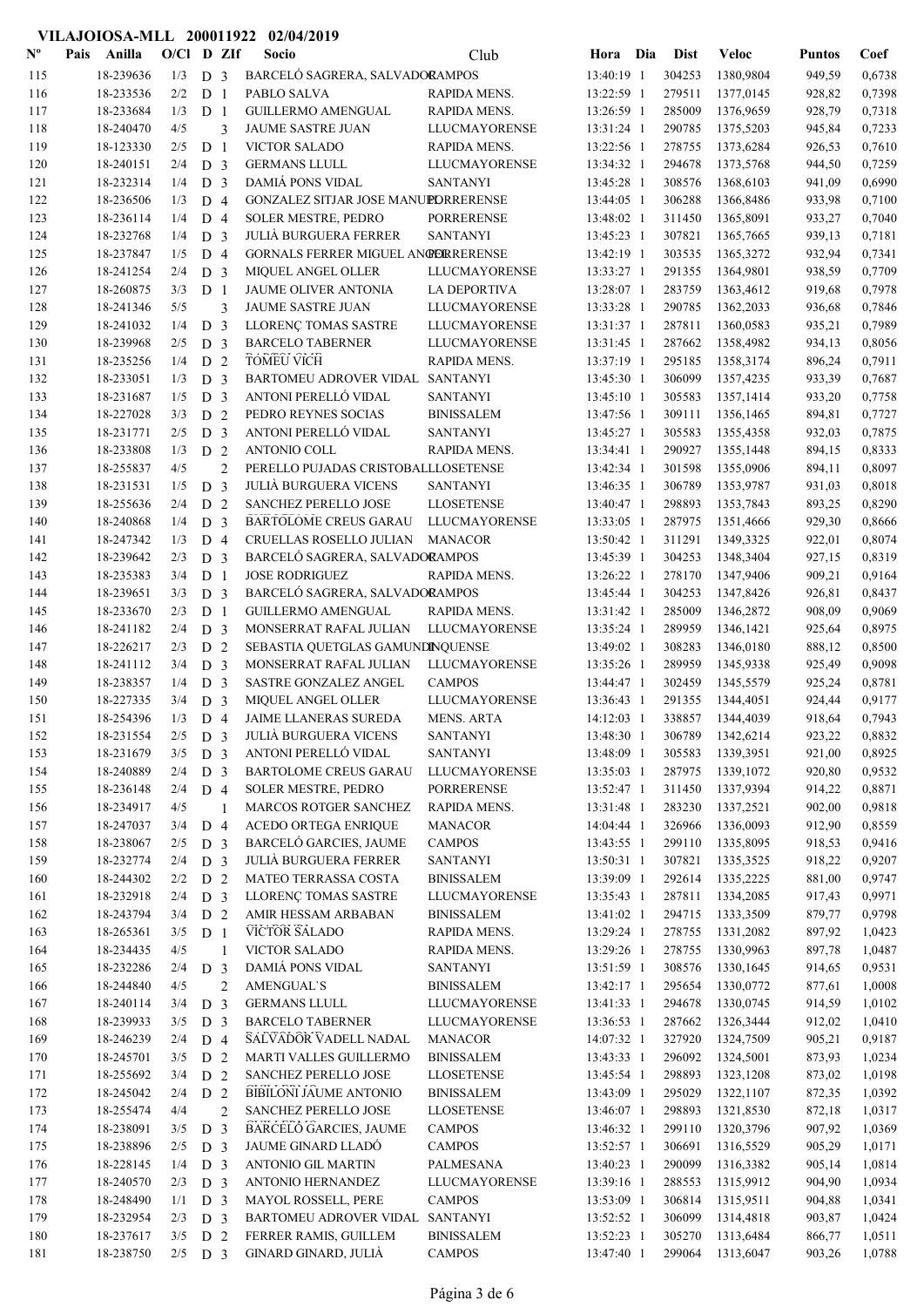**VILAJOIOSA-MLL 200011922 02/04/2019**

| Nº | Pais | Anilla | O/Cl | D | ZIf | Socio | Club | Hora | Dia | Dist | Veloc | Puntos | Coef |
|---|---|---|---|---|---|---|---|---|---|---|---|---|---|
| 115 | | 18-239636 | 1/3 | D | 3 | BARCELÓ SAGRERA, SALVADOR | CAMPOS | 13:40:19 | 1 | 304253 | 1380,9804 | 949,59 | 0,6738 |
| 116 | | 18-233536 | 2/2 | D | 1 | PABLO SALVA | RAPIDA MENS. | 13:22:59 | 1 | 279511 | 1377,0145 | 928,82 | 0,7398 |
| 117 | | 18-233684 | 1/3 | D | 1 | GUILLERMO AMENGUAL | RAPIDA MENS. | 13:26:59 | 1 | 285009 | 1376,9659 | 928,79 | 0,7318 |
| 118 | | 18-240470 | 4/5 | | 3 | JAUME SASTRE JUAN | LLUCMAYORENSE | 13:31:24 | 1 | 290785 | 1375,5203 | 945,84 | 0,7233 |
| 119 | | 18-123330 | 2/5 | D | 1 | VICTOR SALADO | RAPIDA MENS. | 13:22:56 | 1 | 278755 | 1373,6284 | 926,53 | 0,7610 |
| 120 | | 18-240151 | 2/4 | D | 3 | GERMANS LLULL | LLUCMAYORENSE | 13:34:32 | 1 | 294678 | 1373,5768 | 944,50 | 0,7259 |
| 121 | | 18-232314 | 1/4 | D | 3 | DAMIÁ PONS VIDAL | SANTANYI | 13:45:28 | 1 | 308576 | 1368,6103 | 941,09 | 0,6990 |
| 122 | | 18-236506 | 1/3 | D | 4 | GONZALEZ SITJAR JOSE MANUEL | PORRERENSE | 13:44:05 | 1 | 306288 | 1366,8486 | 933,98 | 0,7100 |
| 123 | | 18-236114 | 1/4 | D | 4 | SOLER MESTRE, PEDRO | PORRERENSE | 13:48:02 | 1 | 311450 | 1365,8091 | 933,27 | 0,7040 |
| 124 | | 18-232768 | 1/4 | D | 3 | JULIÀ BURGUERA FERRER | SANTANYI | 13:45:23 | 1 | 307821 | 1365,7665 | 939,13 | 0,7181 |
| 125 | | 18-237847 | 1/5 | D | 4 | GORNALS FERRER MIGUEL ANGEL | PORRERENSE | 13:42:19 | 1 | 303535 | 1365,3272 | 932,94 | 0,7341 |
| 126 | | 18-241254 | 2/4 | D | 3 | MIQUEL ANGEL OLLER | LLUCMAYORENSE | 13:33:27 | 1 | 291355 | 1364,9801 | 938,59 | 0,7709 |
| 127 | | 18-260875 | 3/3 | D | 1 | JAUME OLIVER ANTONIA | LA DEPORTIVA | 13:28:07 | 1 | 283759 | 1363,4612 | 919,68 | 0,7978 |
| 128 | | 18-241346 | 5/5 | | 3 | JAUME SASTRE JUAN | LLUCMAYORENSE | 13:33:28 | 1 | 290785 | 1362,2033 | 936,68 | 0,7846 |
| 129 | | 18-241032 | 1/4 | D | 3 | LLORENÇ TOMAS SASTRE | LLUCMAYORENSE | 13:31:37 | 1 | 287811 | 1360,0583 | 935,21 | 0,7989 |
| 130 | | 18-239968 | 2/5 | D | 3 | BARCELO TABERNER | LLUCMAYORENSE | 13:31:45 | 1 | 287662 | 1358,4982 | 934,13 | 0,8056 |
| 131 | | 18-235256 | 1/4 | D | 2 | TOMEU VICH | RAPIDA MENS. | 13:37:19 | 1 | 295185 | 1358,3174 | 896,24 | 0,7911 |
| 132 | | 18-233051 | 1/3 | D | 3 | BARTOMEU ADROVER VIDAL | SANTANYI | 13:45:30 | 1 | 306099 | 1357,4235 | 933,39 | 0,7687 |
| 133 | | 18-231687 | 1/5 | D | 3 | ANTONI PERELLÓ VIDAL | SANTANYI | 13:45:10 | 1 | 305583 | 1357,1414 | 933,20 | 0,7758 |
| 134 | | 18-227028 | 3/3 | D | 2 | PEDRO REYNES SOCIAS | BINISSALEM | 13:47:56 | 1 | 309111 | 1356,1465 | 894,81 | 0,7727 |
| 135 | | 18-231771 | 2/5 | D | 3 | ANTONI PERELLÓ VIDAL | SANTANYI | 13:45:27 | 1 | 305583 | 1355,4358 | 932,03 | 0,7875 |
| 136 | | 18-233808 | 1/3 | D | 2 | ANTONIO COLL | RAPIDA MENS. | 13:34:41 | 1 | 290927 | 1355,1448 | 894,15 | 0,8333 |
| 137 | | 18-255837 | 4/5 | | 2 | PERELLO PUJADAS CRISTOBAL | LLOSETENSE | 13:42:34 | 1 | 301598 | 1355,0906 | 894,11 | 0,8097 |
| 138 | | 18-231531 | 1/5 | D | 3 | JULIÀ BURGUERA VICENS | SANTANYI | 13:46:35 | 1 | 306789 | 1353,9787 | 931,03 | 0,8018 |
| 139 | | 18-255636 | 2/4 | D | 2 | SANCHEZ PERELLO JOSE | LLOSETENSE | 13:40:47 | 1 | 298893 | 1353,7843 | 893,25 | 0,8290 |
| 140 | | 18-240868 | 1/4 | D | 3 | BARTOLOME CREUS GARAU | LLUCMAYORENSE | 13:33:05 | 1 | 287975 | 1351,4666 | 929,30 | 0,8666 |
| 141 | | 18-247342 | 1/3 | D | 4 | CRUELLAS ROSELLO JULIAN | MANACOR | 13:50:42 | 1 | 311291 | 1349,3325 | 922,01 | 0,8074 |
| 142 | | 18-239642 | 2/3 | D | 3 | BARCELÓ SAGRERA, SALVADOR | CAMPOS | 13:45:39 | 1 | 304253 | 1348,3404 | 927,15 | 0,8319 |
| 143 | | 18-235383 | 3/4 | D | 1 | JOSE RODRIGUEZ | RAPIDA MENS. | 13:26:22 | 1 | 278170 | 1347,9406 | 909,21 | 0,9164 |
| 144 | | 18-239651 | 3/3 | D | 3 | BARCELÓ SAGRERA, SALVADOR | CAMPOS | 13:45:44 | 1 | 304253 | 1347,8426 | 926,81 | 0,8437 |
| 145 | | 18-233670 | 2/3 | D | 1 | GUILLERMO AMENGUAL | RAPIDA MENS. | 13:31:42 | 1 | 285009 | 1346,2872 | 908,09 | 0,9069 |
| 146 | | 18-241182 | 2/4 | D | 3 | MONSERRAT RAFAL JULIAN | LLUCMAYORENSE | 13:35:24 | 1 | 289959 | 1346,1421 | 925,64 | 0,8975 |
| 147 | | 18-226217 | 2/3 | D | 2 | SEBASTIA QUETGLAS GAMUNDI | INQUENSE | 13:49:02 | 1 | 308283 | 1346,0180 | 888,12 | 0,8500 |
| 148 | | 18-241112 | 3/4 | D | 3 | MONSERRAT RAFAL JULIAN | LLUCMAYORENSE | 13:35:26 | 1 | 289959 | 1345,9338 | 925,49 | 0,9098 |
| 149 | | 18-238357 | 1/4 | D | 3 | SASTRE GONZALEZ ANGEL | CAMPOS | 13:44:47 | 1 | 302459 | 1345,5579 | 925,24 | 0,8781 |
| 150 | | 18-227335 | 3/4 | D | 3 | MIQUEL ANGEL OLLER | LLUCMAYORENSE | 13:36:43 | 1 | 291355 | 1344,4051 | 924,44 | 0,9177 |
| 151 | | 18-254396 | 1/3 | D | 4 | JAIME LLANERAS SUREDA | MENS. ARTA | 14:12:03 | 1 | 338857 | 1344,4039 | 918,64 | 0,7943 |
| 152 | | 18-231554 | 2/5 | D | 3 | JULIÀ BURGUERA VICENS | SANTANYI | 13:48:30 | 1 | 306789 | 1342,6214 | 923,22 | 0,8832 |
| 153 | | 18-231679 | 3/5 | D | 3 | ANTONI PERELLÓ VIDAL | SANTANYI | 13:48:09 | 1 | 305583 | 1339,3951 | 921,00 | 0,8925 |
| 154 | | 18-240889 | 2/4 | D | 3 | BARTOLOME CREUS GARAU | LLUCMAYORENSE | 13:35:03 | 1 | 287975 | 1339,1072 | 920,80 | 0,9532 |
| 155 | | 18-236148 | 2/4 | D | 4 | SOLER MESTRE, PEDRO | PORRERENSE | 13:52:47 | 1 | 311450 | 1337,9394 | 914,22 | 0,8871 |
| 156 | | 18-234917 | 4/5 | | 1 | MARCOS ROTGER SANCHEZ | RAPIDA MENS. | 13:31:48 | 1 | 283230 | 1337,2521 | 902,00 | 0,9818 |
| 157 | | 18-247037 | 3/4 | D | 4 | ACEDO ORTEGA ENRIQUE | MANACOR | 14:04:44 | 1 | 326966 | 1336,0093 | 912,90 | 0,8559 |
| 158 | | 18-238067 | 2/5 | D | 3 | BARCELÓ GARCIES, JAUME | CAMPOS | 13:43:55 | 1 | 299110 | 1335,8095 | 918,53 | 0,9416 |
| 159 | | 18-232774 | 2/4 | D | 3 | JULIÀ BURGUERA FERRER | SANTANYI | 13:50:31 | 1 | 307821 | 1335,3525 | 918,22 | 0,9207 |
| 160 | | 18-244302 | 2/2 | D | 2 | MATEO TERRASSA COSTA | BINISSALEM | 13:39:09 | 1 | 292614 | 1335,2225 | 881,00 | 0,9747 |
| 161 | | 18-232918 | 2/4 | D | 3 | LLORENÇ TOMAS SASTRE | LLUCMAYORENSE | 13:35:43 | 1 | 287811 | 1334,2085 | 917,43 | 0,9971 |
| 162 | | 18-243794 | 3/4 | D | 2 | AMIR HESSAM ARBABAN | BINISSALEM | 13:41:02 | 1 | 294715 | 1333,3509 | 879,77 | 0,9798 |
| 163 | | 18-265361 | 3/5 | D | 1 | VICTOR SALADO | RAPIDA MENS. | 13:29:24 | 1 | 278755 | 1331,2082 | 897,92 | 1,0423 |
| 164 | | 18-234435 | 4/5 | | 1 | VICTOR SALADO | RAPIDA MENS. | 13:29:26 | 1 | 278755 | 1330,9963 | 897,78 | 1,0487 |
| 165 | | 18-232286 | 2/4 | D | 3 | DAMIÁ PONS VIDAL | SANTANYI | 13:51:59 | 1 | 308576 | 1330,1645 | 914,65 | 0,9531 |
| 166 | | 18-244840 | 4/5 | | 2 | AMENGUAL`S | BINISSALEM | 13:42:17 | 1 | 295654 | 1330,0772 | 877,61 | 1,0008 |
| 167 | | 18-240114 | 3/4 | D | 3 | GERMANS LLULL | LLUCMAYORENSE | 13:41:33 | 1 | 294678 | 1330,0745 | 914,59 | 1,0102 |
| 168 | | 18-239933 | 3/5 | D | 3 | BARCELO TABERNER | LLUCMAYORENSE | 13:36:53 | 1 | 287662 | 1326,3444 | 912,02 | 1,0410 |
| 169 | | 18-246239 | 2/4 | D | 4 | SALVADOR VADELL NADAL | MANACOR | 14:07:32 | 1 | 327920 | 1324,7509 | 905,21 | 0,9187 |
| 170 | | 18-245701 | 3/5 | D | 2 | MARTI VALLES GUILLERMO | BINISSALEM | 13:43:33 | 1 | 296092 | 1324,5001 | 873,93 | 1,0234 |
| 171 | | 18-255692 | 3/4 | D | 2 | SANCHEZ PERELLO JOSE | LLOSETENSE | 13:45:54 | 1 | 298893 | 1323,1208 | 873,02 | 1,0198 |
| 172 | | 18-245042 | 2/4 | D | 2 | BIBILONI JAUME ANTONIO | BINISSALEM | 13:43:09 | 1 | 295029 | 1322,1107 | 872,35 | 1,0392 |
| 173 | | 18-255474 | 4/4 | | 2 | SANCHEZ PERELLO JOSE | LLOSETENSE | 13:46:07 | 1 | 298893 | 1321,8530 | 872,18 | 1,0317 |
| 174 | | 18-238091 | 3/5 | D | 3 | BARCELÓ GARCIES, JAUME | CAMPOS | 13:46:32 | 1 | 299110 | 1320,3796 | 907,92 | 1,0369 |
| 175 | | 18-238896 | 2/5 | D | 3 | JAUME GINARD LLADÓ | CAMPOS | 13:52:57 | 1 | 306691 | 1316,5529 | 905,29 | 1,0171 |
| 176 | | 18-228145 | 1/4 | D | 3 | ANTONIO GIL MARTIN | PALMESANA | 13:40:23 | 1 | 290099 | 1316,3382 | 905,14 | 1,0814 |
| 177 | | 18-240570 | 2/3 | D | 3 | ANTONIO HERNANDEZ | LLUCMAYORENSE | 13:39:16 | 1 | 288553 | 1315,9912 | 904,90 | 1,0934 |
| 178 | | 18-248490 | 1/1 | D | 3 | MAYOL ROSSELL, PERE | CAMPOS | 13:53:09 | 1 | 306814 | 1315,9511 | 904,88 | 1,0341 |
| 179 | | 18-232954 | 2/3 | D | 3 | BARTOMEU ADROVER VIDAL | SANTANYI | 13:52:52 | 1 | 306099 | 1314,4818 | 903,87 | 1,0424 |
| 180 | | 18-237617 | 3/5 | D | 2 | FERRER RAMIS, GUILLEM | BINISSALEM | 13:52:23 | 1 | 305270 | 1313,6484 | 866,77 | 1,0511 |
| 181 | | 18-238750 | 2/5 | D | 3 | GINARD GINARD, JULIÀ | CAMPOS | 13:47:40 | 1 | 299064 | 1313,6047 | 903,26 | 1,0788 |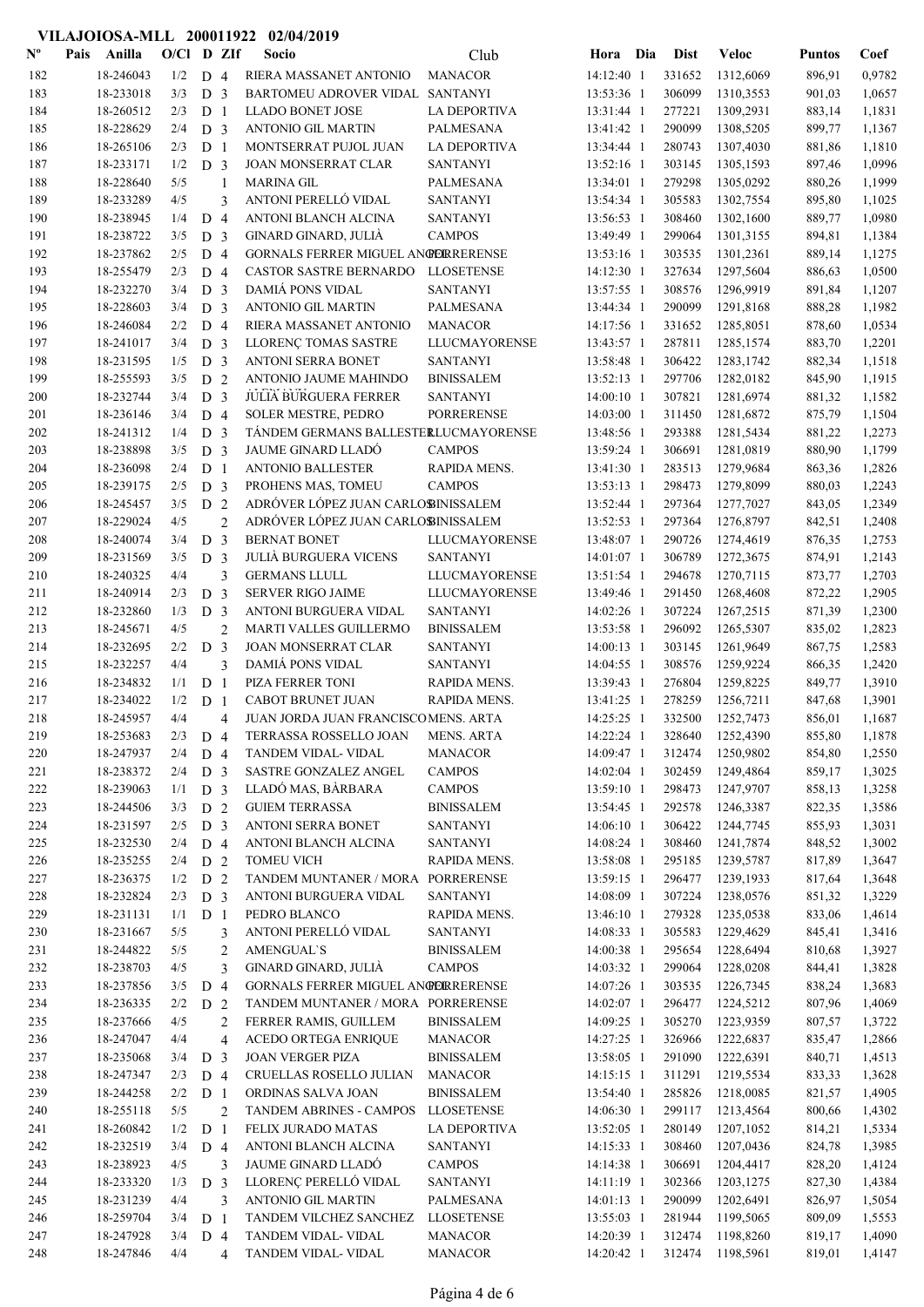**VILAJOIOSA-MLL 200011922 02/04/2019**

| Nº | Pais | Anilla | O/Cl | D | ZIf | Socio | Club | Hora | Dia | Dist | Veloc | Puntos | Coef |
|---|---|---|---|---|---|---|---|---|---|---|---|---|---|
| 182 | | 18-246043 | 1/2 | D | 4 | RIERA MASSANET ANTONIO | MANACOR | 14:12:40 | 1 | 331652 | 1312,6069 | 896,91 | 0,9782 |
| 183 | | 18-233018 | 3/3 | D | 3 | BARTOMEU ADROVER VIDAL | SANTANYI | 13:53:36 | 1 | 306099 | 1310,3553 | 901,03 | 1,0657 |
| 184 | | 18-260512 | 2/3 | D | 1 | LLADO BONET JOSE | LA DEPORTIVA | 13:31:44 | 1 | 277221 | 1309,2931 | 883,14 | 1,1831 |
| 185 | | 18-228629 | 2/4 | D | 3 | ANTONIO GIL MARTIN | PALMESANA | 13:41:42 | 1 | 290099 | 1308,5205 | 899,77 | 1,1367 |
| 186 | | 18-265106 | 2/3 | D | 1 | MONTSERRAT PUJOL JUAN | LA DEPORTIVA | 13:34:44 | 1 | 280743 | 1307,4030 | 881,86 | 1,1810 |
| 187 | | 18-233171 | 1/2 | D | 3 | JOAN MONSERRAT CLAR | SANTANYI | 13:52:16 | 1 | 303145 | 1305,1593 | 897,46 | 1,0996 |
| 188 | | 18-228640 | 5/5 | | 1 | MARINA GIL | PALMESANA | 13:34:01 | 1 | 279298 | 1305,0292 | 880,26 | 1,1999 |
| 189 | | 18-233289 | 4/5 | | 3 | ANTONI PERELLÓ VIDAL | SANTANYI | 13:54:34 | 1 | 305583 | 1302,7554 | 895,80 | 1,1025 |
| 190 | | 18-238945 | 1/4 | D | 4 | ANTONI BLANCH ALCINA | SANTANYI | 13:56:53 | 1 | 308460 | 1302,1600 | 889,77 | 1,0980 |
| 191 | | 18-238722 | 3/5 | D | 3 | GINARD GINARD, JULIÀ | CAMPOS | 13:49:49 | 1 | 299064 | 1301,3155 | 894,81 | 1,1384 |
| 192 | | 18-237862 | 2/5 | D | 4 | GORNALS FERRER MIGUEL ANGEL | PORRERENSE | 13:53:16 | 1 | 303535 | 1301,2361 | 889,14 | 1,1275 |
| 193 | | 18-255479 | 2/3 | D | 4 | CASTOR SASTRE BERNARDO | LLOSETENSE | 14:12:30 | 1 | 327634 | 1297,5604 | 886,63 | 1,0500 |
| 194 | | 18-232270 | 3/4 | D | 3 | DAMIÁ PONS VIDAL | SANTANYI | 13:57:55 | 1 | 308576 | 1296,9919 | 891,84 | 1,1207 |
| 195 | | 18-228603 | 3/4 | D | 3 | ANTONIO GIL MARTIN | PALMESANA | 13:44:34 | 1 | 290099 | 1291,8168 | 888,28 | 1,1982 |
| 196 | | 18-246084 | 2/2 | D | 4 | RIERA MASSANET ANTONIO | MANACOR | 14:17:56 | 1 | 331652 | 1285,8051 | 878,60 | 1,0534 |
| 197 | | 18-241017 | 3/4 | D | 3 | LLORENÇ TOMAS SASTRE | LLUCMAYORENSE | 13:43:57 | 1 | 287811 | 1285,1574 | 883,70 | 1,2201 |
| 198 | | 18-231595 | 1/5 | D | 3 | ANTONI SERRA BONET | SANTANYI | 13:58:48 | 1 | 306422 | 1283,1742 | 882,34 | 1,1518 |
| 199 | | 18-255593 | 3/5 | D | 2 | ANTONIO JAUME MAHINDO | BINISSALEM | 13:52:13 | 1 | 297706 | 1282,0182 | 845,90 | 1,1915 |
| 200 | | 18-232744 | 3/4 | D | 3 | JULIÀ BURGUERA FERRER | SANTANYI | 14:00:10 | 1 | 307821 | 1281,6974 | 881,32 | 1,1582 |
| 201 | | 18-236146 | 3/4 | D | 4 | SOLER MESTRE, PEDRO | PORRERENSE | 14:03:00 | 1 | 311450 | 1281,6872 | 875,79 | 1,1504 |
| 202 | | 18-241312 | 1/4 | D | 3 | TÁNDEM GERMANS BALLESTER | LLUCMAYORENSE | 13:48:56 | 1 | 293388 | 1281,5434 | 881,22 | 1,2273 |
| 203 | | 18-238898 | 3/5 | D | 3 | JAUME GINARD LLADÓ | CAMPOS | 13:59:24 | 1 | 306691 | 1281,0819 | 880,90 | 1,1799 |
| 204 | | 18-236098 | 2/4 | D | 1 | ANTONIO BALLESTER | RAPIDA MENS. | 13:41:30 | 1 | 283513 | 1279,9684 | 863,36 | 1,2826 |
| 205 | | 18-239175 | 2/5 | D | 3 | PROHENS MAS, TOMEU | CAMPOS | 13:53:13 | 1 | 298473 | 1279,8099 | 880,03 | 1,2243 |
| 206 | | 18-245457 | 3/5 | D | 2 | ADRÓVER LÓPEZ JUAN CARLOS | BINISSALEM | 13:52:44 | 1 | 297364 | 1277,7027 | 843,05 | 1,2349 |
| 207 | | 18-229024 | 4/5 | | 2 | ADRÓVER LÓPEZ JUAN CARLOS | BINISSALEM | 13:52:53 | 1 | 297364 | 1276,8797 | 842,51 | 1,2408 |
| 208 | | 18-240074 | 3/4 | D | 3 | BERNAT BONET | LLUCMAYORENSE | 13:48:07 | 1 | 290726 | 1274,4619 | 876,35 | 1,2753 |
| 209 | | 18-231569 | 3/5 | D | 3 | JULIÀ BURGUERA VICENS | SANTANYI | 14:01:07 | 1 | 306789 | 1272,3675 | 874,91 | 1,2143 |
| 210 | | 18-240325 | 4/4 | | 3 | GERMANS LLULL | LLUCMAYORENSE | 13:51:54 | 1 | 294678 | 1270,7115 | 873,77 | 1,2703 |
| 211 | | 18-240914 | 2/3 | D | 3 | SERVER RIGO JAIME | LLUCMAYORENSE | 13:49:46 | 1 | 291450 | 1268,4608 | 872,22 | 1,2905 |
| 212 | | 18-232860 | 1/3 | D | 3 | ANTONI BURGUERA VIDAL | SANTANYI | 14:02:26 | 1 | 307224 | 1267,2515 | 871,39 | 1,2300 |
| 213 | | 18-245671 | 4/5 | | 2 | MARTI VALLES GUILLERMO | BINISSALEM | 13:53:58 | 1 | 296092 | 1265,5307 | 835,02 | 1,2823 |
| 214 | | 18-232695 | 2/2 | D | 3 | JOAN MONSERRAT CLAR | SANTANYI | 14:00:13 | 1 | 303145 | 1261,9649 | 867,75 | 1,2583 |
| 215 | | 18-232257 | 4/4 | | 3 | DAMIÁ PONS VIDAL | SANTANYI | 14:04:55 | 1 | 308576 | 1259,9224 | 866,35 | 1,2420 |
| 216 | | 18-234832 | 1/1 | D | 1 | PIZA FERRER TONI | RAPIDA MENS. | 13:39:43 | 1 | 276804 | 1259,8225 | 849,77 | 1,3910 |
| 217 | | 18-234022 | 1/2 | D | 1 | CABOT BRUNET JUAN | RAPIDA MENS. | 13:41:25 | 1 | 278259 | 1256,7211 | 847,68 | 1,3901 |
| 218 | | 18-245957 | 4/4 | | 4 | JUAN JORDA JUAN FRANCISCO | MENS. ARTA | 14:25:25 | 1 | 332500 | 1252,7473 | 856,01 | 1,1687 |
| 219 | | 18-253683 | 2/3 | D | 4 | TERRASSA ROSSELLO JOAN | MENS. ARTA | 14:22:24 | 1 | 328640 | 1252,4390 | 855,80 | 1,1878 |
| 220 | | 18-247937 | 2/4 | D | 4 | TANDEM VIDAL- VIDAL | MANACOR | 14:09:47 | 1 | 312474 | 1250,9802 | 854,80 | 1,2550 |
| 221 | | 18-238372 | 2/4 | D | 3 | SASTRE GONZALEZ ANGEL | CAMPOS | 14:02:04 | 1 | 302459 | 1249,4864 | 859,17 | 1,3025 |
| 222 | | 18-239063 | 1/1 | D | 3 | LLADÓ MAS, BÀRBARA | CAMPOS | 13:59:10 | 1 | 298473 | 1247,9707 | 858,13 | 1,3258 |
| 223 | | 18-244506 | 3/3 | D | 2 | GUIEM TERRASSA | BINISSALEM | 13:54:45 | 1 | 292578 | 1246,3387 | 822,35 | 1,3586 |
| 224 | | 18-231597 | 2/5 | D | 3 | ANTONI SERRA BONET | SANTANYI | 14:06:10 | 1 | 306422 | 1244,7745 | 855,93 | 1,3031 |
| 225 | | 18-232530 | 2/4 | D | 4 | ANTONI BLANCH ALCINA | SANTANYI | 14:08:24 | 1 | 308460 | 1241,7874 | 848,52 | 1,3002 |
| 226 | | 18-235255 | 2/4 | D | 2 | TOMEU VICH | RAPIDA MENS. | 13:58:08 | 1 | 295185 | 1239,5787 | 817,89 | 1,3647 |
| 227 | | 18-236375 | 1/2 | D | 2 | TANDEM MUNTANER / MORA | PORRERENSE | 13:59:15 | 1 | 296477 | 1239,1933 | 817,64 | 1,3648 |
| 228 | | 18-232824 | 2/3 | D | 3 | ANTONI BURGUERA VIDAL | SANTANYI | 14:08:09 | 1 | 307224 | 1238,0576 | 851,32 | 1,3229 |
| 229 | | 18-231131 | 1/1 | D | 1 | PEDRO BLANCO | RAPIDA MENS. | 13:46:10 | 1 | 279328 | 1235,0538 | 833,06 | 1,4614 |
| 230 | | 18-231667 | 5/5 | | 3 | ANTONI PERELLÓ VIDAL | SANTANYI | 14:08:33 | 1 | 305583 | 1229,4629 | 845,41 | 1,3416 |
| 231 | | 18-244822 | 5/5 | | 2 | AMENGUAL`S | BINISSALEM | 14:00:38 | 1 | 295654 | 1228,6494 | 810,68 | 1,3927 |
| 232 | | 18-238703 | 4/5 | | 3 | GINARD GINARD, JULIÀ | CAMPOS | 14:03:32 | 1 | 299064 | 1228,0208 | 844,41 | 1,3828 |
| 233 | | 18-237856 | 3/5 | D | 4 | GORNALS FERRER MIGUEL ANGEL | PORRERENSE | 14:07:26 | 1 | 303535 | 1226,7345 | 838,24 | 1,3683 |
| 234 | | 18-236335 | 2/2 | D | 2 | TANDEM MUNTANER / MORA | PORRERENSE | 14:02:07 | 1 | 296477 | 1224,5212 | 807,96 | 1,4069 |
| 235 | | 18-237666 | 4/5 | | 2 | FERRER RAMIS, GUILLEM | BINISSALEM | 14:09:25 | 1 | 305270 | 1223,9359 | 807,57 | 1,3722 |
| 236 | | 18-247047 | 4/4 | | 4 | ACEDO ORTEGA ENRIQUE | MANACOR | 14:27:25 | 1 | 326966 | 1222,6837 | 835,47 | 1,2866 |
| 237 | | 18-235068 | 3/4 | D | 3 | JOAN VERGER PIZA | BINISSALEM | 13:58:05 | 1 | 291090 | 1222,6391 | 840,71 | 1,4513 |
| 238 | | 18-247347 | 2/3 | D | 4 | CRUELLAS ROSELLO JULIAN | MANACOR | 14:15:15 | 1 | 311291 | 1219,5534 | 833,33 | 1,3628 |
| 239 | | 18-244258 | 2/2 | D | 1 | ORDINAS SALVA JOAN | BINISSALEM | 13:54:40 | 1 | 285826 | 1218,0085 | 821,57 | 1,4905 |
| 240 | | 18-255118 | 5/5 | | 2 | TANDEM ABRINES - CAMPOS | LLOSETENSE | 14:06:30 | 1 | 299117 | 1213,4564 | 800,66 | 1,4302 |
| 241 | | 18-260842 | 1/2 | D | 1 | FELIX JURADO MATAS | LA DEPORTIVA | 13:52:05 | 1 | 280149 | 1207,1052 | 814,21 | 1,5334 |
| 242 | | 18-232519 | 3/4 | D | 4 | ANTONI BLANCH ALCINA | SANTANYI | 14:15:33 | 1 | 308460 | 1207,0436 | 824,78 | 1,3985 |
| 243 | | 18-238923 | 4/5 | | 3 | JAUME GINARD LLADÓ | CAMPOS | 14:14:38 | 1 | 306691 | 1204,4417 | 828,20 | 1,4124 |
| 244 | | 18-233320 | 1/3 | D | 3 | LLORENÇ PERELLÓ VIDAL | SANTANYI | 14:11:19 | 1 | 302366 | 1203,1275 | 827,30 | 1,4384 |
| 245 | | 18-231239 | 4/4 | | 3 | ANTONIO GIL MARTIN | PALMESANA | 14:01:13 | 1 | 290099 | 1202,6491 | 826,97 | 1,5054 |
| 246 | | 18-259704 | 3/4 | D | 1 | TANDEM VILCHEZ SANCHEZ | LLOSETENSE | 13:55:03 | 1 | 281944 | 1199,5065 | 809,09 | 1,5553 |
| 247 | | 18-247928 | 3/4 | D | 4 | TANDEM VIDAL- VIDAL | MANACOR | 14:20:39 | 1 | 312474 | 1198,8260 | 819,17 | 1,4090 |
| 248 | | 18-247846 | 4/4 | | 4 | TANDEM VIDAL- VIDAL | MANACOR | 14:20:42 | 1 | 312474 | 1198,5961 | 819,01 | 1,4147 |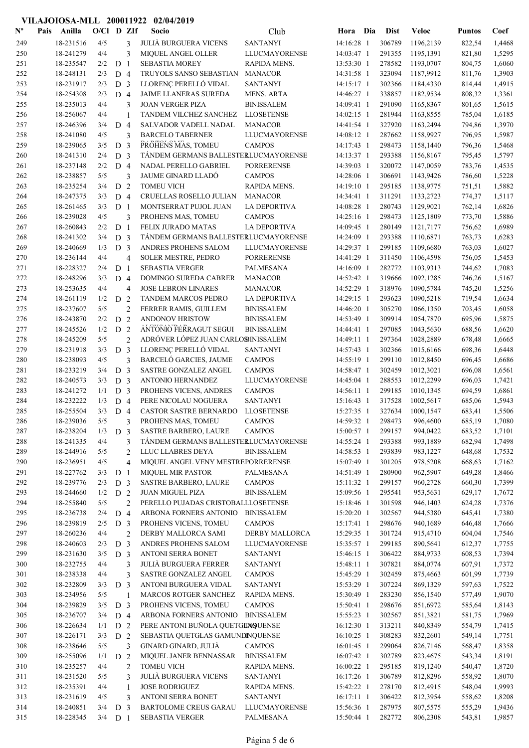**VILAJOIOSA-MLL 200011922 02/04/2019**

| Nº | Pais | Anilla | O/Cl | D | ZIf | Socio | Club | Hora | Dia | Dist | Veloc | Puntos | Coef |
|---|---|---|---|---|---|---|---|---|---|---|---|---|---|
| 249 | | 18-231516 | 4/5 | | 3 | JULIÀ BURGUERA VICENS | SANTANYI | 14:16:28 | 1 | 306789 | 1196,2139 | 822,54 | 1,4468 |
| 250 | | 18-241279 | 4/4 | | 3 | MIQUEL ANGEL OLLER | LLUCMAYORENSE | 14:03:47 | 1 | 291355 | 1195,1391 | 821,80 | 1,5295 |
| 251 | | 18-235547 | 2/2 | D | 1 | SEBASTIA MOREY | RAPIDA MENS. | 13:53:30 | 1 | 278582 | 1193,0707 | 804,75 | 1,6060 |
| 252 | | 18-248131 | 2/3 | D | 4 | TRUYOLS SANSO SEBASTIAN | MANACOR | 14:31:58 | 1 | 323094 | 1187,9912 | 811,76 | 1,3903 |
| 253 | | 18-231917 | 2/3 | D | 3 | LLORENÇ PERELLÓ VIDAL | SANTANYI | 14:15:17 | 1 | 302366 | 1184,4330 | 814,44 | 1,4915 |
| 254 | | 18-254308 | 2/3 | D | 4 | JAIME LLANERAS SUREDA | MENS. ARTA | 14:46:27 | 1 | 338857 | 1182,9534 | 808,32 | 1,3361 |
| 255 | | 18-235013 | 4/4 | | 3 | JOAN VERGER PIZA | BINISSALEM | 14:09:41 | 1 | 291090 | 1165,8367 | 801,65 | 1,5615 |
| 256 | | 18-256067 | 4/4 | | 1 | TANDEM VILCHEZ SANCHEZ | LLOSETENSE | 14:02:15 | 1 | 281944 | 1163,8555 | 785,04 | 1,6185 |
| 257 | | 18-246396 | 3/4 | D | 4 | SALVADOR VADELL NADAL | MANACOR | 14:41:54 | 1 | 327920 | 1163,2494 | 794,86 | 1,3970 |
| 258 | | 18-241080 | 4/5 | | 3 | BARCELO TABERNER | LLUCMAYORENSE | 14:08:12 | 1 | 287662 | 1158,9927 | 796,95 | 1,5987 |
| 259 | | 18-239065 | 3/5 | D | 3 | PROHENS MAS, TOMEU | CAMPOS | 14:17:43 | 1 | 298473 | 1158,1440 | 796,36 | 1,5468 |
| 260 | | 18-241310 | 2/4 | D | 3 | TÁNDEM GERMANS BALLESTER | LLUCMAYORENSE | 14:13:37 | 1 | 293388 | 1156,8167 | 795,45 | 1,5797 |
| 261 | | 18-237148 | 2/2 | D | 4 | NADAL PERELLO GABRIEL | PORRERENSE | 14:39:03 | 1 | 320072 | 1147,0059 | 783,76 | 1,4535 |
| 262 | | 18-238857 | 5/5 | | 3 | JAUME GINARD LLADÓ | CAMPOS | 14:28:06 | 1 | 306691 | 1143,9426 | 786,60 | 1,5228 |
| 263 | | 18-235254 | 3/4 | D | 2 | TOMEU VICH | RAPIDA MENS. | 14:19:10 | 1 | 295185 | 1138,9775 | 751,51 | 1,5882 |
| 264 | | 18-247375 | 3/3 | D | 4 | CRUELLAS ROSELLO JULIAN | MANACOR | 14:34:41 | 1 | 311291 | 1133,2723 | 774,37 | 1,5117 |
| 265 | | 18-261465 | 3/3 | D | 1 | MONTSERRAT PUJOL JUAN | LA DEPORTIVA | 14:08:28 | 1 | 280743 | 1129,9021 | 762,14 | 1,6826 |
| 266 | | 18-239028 | 4/5 | | 3 | PROHENS MAS, TOMEU | CAMPOS | 14:25:16 | 1 | 298473 | 1125,1809 | 773,70 | 1,5886 |
| 267 | | 18-260843 | 2/2 | D | 1 | FELIX JURADO MATAS | LA DEPORTIVA | 14:09:45 | 1 | 280149 | 1121,7177 | 756,62 | 1,6989 |
| 268 | | 18-241302 | 3/4 | D | 3 | TÁNDEM GERMANS BALLESTER | LLUCMAYORENSE | 14:24:09 | 1 | 293388 | 1110,6871 | 763,73 | 1,6283 |
| 269 | | 18-240669 | 1/3 | D | 3 | ANDRES PROHENS SALOM | LLUCMAYORENSE | 14:29:37 | 1 | 299185 | 1109,6680 | 763,03 | 1,6027 |
| 270 | | 18-236144 | 4/4 | | 4 | SOLER MESTRE, PEDRO | PORRERENSE | 14:41:29 | 1 | 311450 | 1106,4598 | 756,05 | 1,5453 |
| 271 | | 18-228327 | 2/4 | D | 1 | SEBASTIA VERGER | PALMESANA | 14:16:09 | 1 | 282772 | 1103,9313 | 744,62 | 1,7083 |
| 272 | | 18-248296 | 3/3 | D | 4 | DOMINGO SUREDA CABRER | MANACOR | 14:52:42 | 1 | 319666 | 1092,1285 | 746,26 | 1,5167 |
| 273 | | 18-253635 | 4/4 | | 4 | JOSE LEBRON LINARES | MANACOR | 14:52:29 | 1 | 318976 | 1090,5784 | 745,20 | 1,5256 |
| 274 | | 18-261119 | 1/2 | D | 2 | TANDEM MARCOS PEDRO | LA DEPORTIVA | 14:29:15 | 1 | 293623 | 1090,5218 | 719,54 | 1,6634 |
| 275 | | 18-237607 | 5/5 | | 2 | FERRER RAMIS, GUILLEM | BINISSALEM | 14:46:20 | 1 | 305270 | 1066,1350 | 703,45 | 1,6058 |
| 276 | | 18-243870 | 2/2 | D | 2 | ANDONOV HRISTOW | BINISSALEM | 14:53:49 | 1 | 309914 | 1054,7870 | 695,96 | 1,5875 |
| 277 | | 18-245526 | 1/2 | D | 2 | ANTONIO FERRAGUT SEGUI | BINISSALEM | 14:44:41 | 1 | 297085 | 1043,5630 | 688,56 | 1,6620 |
| 278 | | 18-245209 | 5/5 | | 2 | ADRÓVER LÓPEZ JUAN CARLOS | BINISSALEM | 14:49:11 | 1 | 297364 | 1028,2889 | 678,48 | 1,6665 |
| 279 | | 18-231918 | 3/3 | D | 3 | LLORENÇ PERELLÓ VIDAL | SANTANYI | 14:57:43 | 1 | 302366 | 1015,6166 | 698,36 | 1,6448 |
| 280 | | 18-238093 | 4/5 | | 3 | BARCELÓ GARCIES, JAUME | CAMPOS | 14:55:19 | 1 | 299110 | 1012,8450 | 696,45 | 1,6686 |
| 281 | | 18-233219 | 3/4 | D | 3 | SASTRE GONZALEZ ANGEL | CAMPOS | 14:58:47 | 1 | 302459 | 1012,3021 | 696,08 | 1,6561 |
| 282 | | 18-240573 | 3/3 | D | 3 | ANTONIO HERNANDEZ | LLUCMAYORENSE | 14:45:04 | 1 | 288553 | 1012,2299 | 696,03 | 1,7421 |
| 283 | | 18-241272 | 1/1 | D | 3 | PROHENS VICENS, ANDRES | CAMPOS | 14:56:11 | 1 | 299185 | 1010,1345 | 694,59 | 1,6861 |
| 284 | | 18-232222 | 1/3 | D | 4 | PERE NICOLAU NOGUERA | SANTANYI | 15:16:43 | 1 | 317528 | 1002,5617 | 685,06 | 1,5943 |
| 285 | | 18-255504 | 3/3 | D | 4 | CASTOR SASTRE BERNARDO | LLOSETENSE | 15:27:35 | 1 | 327634 | 1000,1547 | 683,41 | 1,5506 |
| 286 | | 18-239036 | 5/5 | | 3 | PROHENS MAS, TOMEU | CAMPOS | 14:59:32 | 1 | 298473 | 996,4600 | 685,19 | 1,7080 |
| 287 | | 18-238204 | 1/3 | D | 3 | SASTRE BARBERO, LAURE | CAMPOS | 15:00:57 | 1 | 299157 | 994,0422 | 683,52 | 1,7101 |
| 288 | | 18-241335 | 4/4 | | 3 | TÁNDEM GERMANS BALLESTER | LLUCMAYORENSE | 14:55:24 | 1 | 293388 | 993,1889 | 682,94 | 1,7498 |
| 289 | | 18-244916 | 5/5 | | 2 | LLUC LLABRES DEYA | BINISSALEM | 14:58:53 | 1 | 293839 | 983,1227 | 648,68 | 1,7532 |
| 290 | | 18-236951 | 4/5 | | 4 | MIQUEL ANGEL VENY MESTRE | PORRERENSE | 15:07:49 | 1 | 301205 | 978,5208 | 668,63 | 1,7162 |
| 291 | | 18-227762 | 3/3 | D | 1 | MIQUEL MIR PASTOR | PALMESANA | 14:51:49 | 1 | 280900 | 962,5907 | 649,28 | 1,8466 |
| 292 | | 18-239776 | 2/3 | D | 3 | SASTRE BARBERO, LAURE | CAMPOS | 15:11:32 | 1 | 299157 | 960,2728 | 660,30 | 1,7399 |
| 293 | | 18-244660 | 1/2 | D | 2 | JUAN MIGUEL PIZA | BINISSALEM | 15:09:56 | 1 | 295541 | 953,5631 | 629,17 | 1,7672 |
| 294 | | 18-255840 | 5/5 | | 2 | PERELLO PUJADAS CRISTOBAL | LLOSETENSE | 15:18:46 | 1 | 301598 | 946,1403 | 624,28 | 1,7376 |
| 295 | | 18-236738 | 2/4 | D | 4 | ARBONA FORNERS ANTONIO | BINISSALEM | 15:20:20 | 1 | 302567 | 944,5380 | 645,41 | 1,7380 |
| 296 | | 18-239819 | 2/5 | D | 3 | PROHENS VICENS, TOMEU | CAMPOS | 15:17:41 | 1 | 298676 | 940,1689 | 646,48 | 1,7666 |
| 297 | | 18-260236 | 4/4 | | 2 | DERBY MALLORCA SAMI | DERBY MALLORCA | 15:29:35 | 1 | 301724 | 915,4710 | 604,04 | 1,7546 |
| 298 | | 18-240603 | 2/3 | D | 3 | ANDRES PROHENS SALOM | LLUCMAYORENSE | 15:35:57 | 1 | 299185 | 890,5641 | 612,37 | 1,7755 |
| 299 | | 18-231630 | 3/5 | D | 3 | ANTONI SERRA BONET | SANTANYI | 15:46:15 | 1 | 306422 | 884,9733 | 608,53 | 1,7394 |
| 300 | | 18-232755 | 4/4 | | 3 | JULIÀ BURGUERA FERRER | SANTANYI | 15:48:11 | 1 | 307821 | 884,0774 | 607,91 | 1,7372 |
| 301 | | 18-238338 | 4/4 | | 3 | SASTRE GONZALEZ ANGEL | CAMPOS | 15:45:29 | 1 | 302459 | 875,4663 | 601,99 | 1,7739 |
| 302 | | 18-232809 | 3/3 | D | 3 | ANTONI BURGUERA VIDAL | SANTANYI | 15:53:29 | 1 | 307224 | 869,1329 | 597,63 | 1,7522 |
| 303 | | 18-234956 | 5/5 | | 1 | MARCOS ROTGER SANCHEZ | RAPIDA MENS. | 15:30:49 | 1 | 283230 | 856,1540 | 577,49 | 1,9070 |
| 304 | | 18-239829 | 3/5 | D | 3 | PROHENS VICENS, TOMEU | CAMPOS | 15:50:41 | 1 | 298676 | 851,6972 | 585,64 | 1,8143 |
| 305 | | 18-236707 | 3/4 | D | 4 | ARBONA FORNERS ANTONIO | BINISSALEM | 15:55:23 | 1 | 302567 | 851,3821 | 581,75 | 1,7969 |
| 306 | | 18-226634 | 1/1 | D | 2 | PERE ANTONI BUÑOLA QUETGLAS | INQUENSE | 16:12:30 | 1 | 313211 | 840,8349 | 554,79 | 1,7415 |
| 307 | | 18-226171 | 3/3 | D | 2 | SEBASTIA QUETGLAS GAMUNDI | INQUENSE | 16:10:25 | 1 | 308283 | 832,2601 | 549,14 | 1,7751 |
| 308 | | 18-238646 | 5/5 | | 3 | GINARD GINARD, JULIÀ | CAMPOS | 16:01:45 | 1 | 299064 | 826,7146 | 568,47 | 1,8358 |
| 309 | | 18-255096 | 1/1 | D | 2 | MIQUEL JANER BENNASSAR | BINISSALEM | 16:07:42 | 1 | 302789 | 823,4675 | 543,34 | 1,8191 |
| 310 | | 18-235257 | 4/4 | | 2 | TOMEU VICH | RAPIDA MENS. | 16:00:22 | 1 | 295185 | 819,1240 | 540,47 | 1,8720 |
| 311 | | 18-231520 | 5/5 | | 3 | JULIÀ BURGUERA VICENS | SANTANYI | 16:17:26 | 1 | 306789 | 812,8296 | 558,92 | 1,8070 |
| 312 | | 18-235391 | 4/4 | | 1 | JOSE RODRIGUEZ | RAPIDA MENS. | 15:42:22 | 1 | 278170 | 812,4915 | 548,04 | 1,9993 |
| 313 | | 18-231619 | 4/5 | | 3 | ANTONI SERRA BONET | SANTANYI | 16:17:11 | 1 | 306422 | 812,3954 | 558,62 | 1,8208 |
| 314 | | 18-240851 | 3/4 | D | 3 | BARTOLOME CREUS GARAU | LLUCMAYORENSE | 15:56:36 | 1 | 287975 | 807,5575 | 555,29 | 1,9436 |
| 315 | | 18-228345 | 3/4 | D | 1 | SEBASTIA VERGER | PALMESANA | 15:50:44 | 1 | 282772 | 806,2308 | 543,81 | 1,9857 |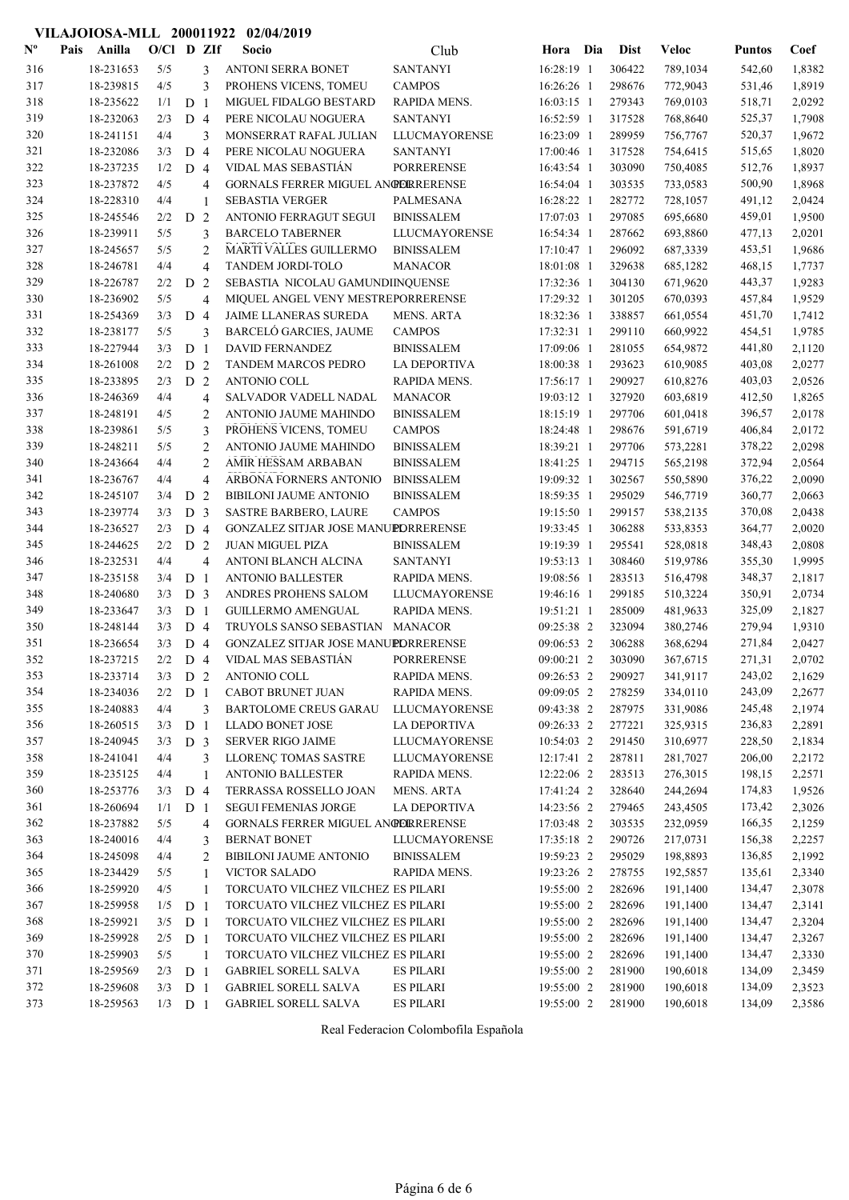**VILAJOIOSA-MLL 200011922 02/04/2019**

| Nº | Pais | Anilla | O/Cl | D | ZIf | Socio | Club | Hora | Dia | Dist | Veloc | Puntos | Coef |
|---|---|---|---|---|---|---|---|---|---|---|---|---|---|
| 316 | | 18-231653 | 5/5 | | 3 | ANTONI SERRA BONET | SANTANYI | 16:28:19 | 1 | 306422 | 789,1034 | 542,60 | 1,8382 |
| 317 | | 18-239815 | 4/5 | | 3 | PROHENS VICENS, TOMEU | CAMPOS | 16:26:26 | 1 | 298676 | 772,9043 | 531,46 | 1,8919 |
| 318 | | 18-235622 | 1/1 | D | 1 | MIGUEL FIDALGO BESTARD | RAPIDA MENS. | 16:03:15 | 1 | 279343 | 769,0103 | 518,71 | 2,0292 |
| 319 | | 18-232063 | 2/3 | D | 4 | PERE NICOLAU NOGUERA | SANTANYI | 16:52:59 | 1 | 317528 | 768,8640 | 525,37 | 1,7908 |
| 320 | | 18-241151 | 4/4 | | 3 | MONSERRAT RAFAL JULIAN | LLUCMAYORENSE | 16:23:09 | 1 | 289959 | 756,7767 | 520,37 | 1,9672 |
| 321 | | 18-232086 | 3/3 | D | 4 | PERE NICOLAU NOGUERA | SANTANYI | 17:00:46 | 1 | 317528 | 754,6415 | 515,65 | 1,8020 |
| 322 | | 18-237235 | 1/2 | D | 4 | VIDAL MAS SEBASTIÁN | PORRERENSE | 16:43:54 | 1 | 303090 | 750,4085 | 512,76 | 1,8937 |
| 323 | | 18-237872 | 4/5 | | 4 | GORNALS FERRER MIGUEL ANGEL | PORRERENSE | 16:54:04 | 1 | 303535 | 733,0583 | 500,90 | 1,8968 |
| 324 | | 18-228310 | 4/4 | | 1 | SEBASTIA VERGER | PALMESANA | 16:28:22 | 1 | 282772 | 728,1057 | 491,12 | 2,0424 |
| 325 | | 18-245546 | 2/2 | D | 2 | ANTONIO FERRAGUT SEGUI | BINISSALEM | 17:07:03 | 1 | 297085 | 695,6680 | 459,01 | 1,9500 |
| 326 | | 18-239911 | 5/5 | | 3 | BARCELO TABERNER | LLUCMAYORENSE | 16:54:34 | 1 | 287662 | 693,8860 | 477,13 | 2,0201 |
| 327 | | 18-245657 | 5/5 | | 2 | MARTI VALLES GUILLERMO | BINISSALEM | 17:10:47 | 1 | 296092 | 687,3339 | 453,51 | 1,9686 |
| 328 | | 18-246781 | 4/4 | | 4 | TANDEM JORDI-TOLO | MANACOR | 18:01:08 | 1 | 329638 | 685,1282 | 468,15 | 1,7737 |
| 329 | | 18-226787 | 2/2 | D | 2 | SEBASTIA NICOLAU GAMUNDI | INQUENSE | 17:32:36 | 1 | 304130 | 671,9620 | 443,37 | 1,9283 |
| 330 | | 18-236902 | 5/5 | | 4 | MIQUEL ANGEL VENY MESTRE | PORRERENSE | 17:29:32 | 1 | 301205 | 670,0393 | 457,84 | 1,9529 |
| 331 | | 18-254369 | 3/3 | D | 4 | JAIME LLANERAS SUREDA | MENS. ARTA | 18:32:36 | 1 | 338857 | 661,0554 | 451,70 | 1,7412 |
| 332 | | 18-238177 | 5/5 | | 3 | BARCELÓ GARCIES, JAUME | CAMPOS | 17:32:31 | 1 | 299110 | 660,9922 | 454,51 | 1,9785 |
| 333 | | 18-227944 | 3/3 | D | 1 | DAVID FERNANDEZ | BINISSALEM | 17:09:06 | 1 | 281055 | 654,9872 | 441,80 | 2,1120 |
| 334 | | 18-261008 | 2/2 | D | 2 | TANDEM MARCOS PEDRO | LA DEPORTIVA | 18:00:38 | 1 | 293623 | 610,9085 | 403,08 | 2,0277 |
| 335 | | 18-233895 | 2/3 | D | 2 | ANTONIO COLL | RAPIDA MENS. | 17:56:17 | 1 | 290927 | 610,8276 | 403,03 | 2,0526 |
| 336 | | 18-246369 | 4/4 | | 4 | SALVADOR VADELL NADAL | MANACOR | 19:03:12 | 1 | 327920 | 603,6819 | 412,50 | 1,8265 |
| 337 | | 18-248191 | 4/5 | | 2 | ANTONIO JAUME MAHINDO | BINISSALEM | 18:15:19 | 1 | 297706 | 601,0418 | 396,57 | 2,0178 |
| 338 | | 18-239861 | 5/5 | | 3 | PROHENS VICENS, TOMEU | CAMPOS | 18:24:48 | 1 | 298676 | 591,6719 | 406,84 | 2,0172 |
| 339 | | 18-248211 | 5/5 | | 2 | ANTONIO JAUME MAHINDO | BINISSALEM | 18:39:21 | 1 | 297706 | 573,2281 | 378,22 | 2,0298 |
| 340 | | 18-243664 | 4/4 | | 2 | AMIR HESSAM ARBABAN | BINISSALEM | 18:41:25 | 1 | 294715 | 565,2198 | 372,94 | 2,0564 |
| 341 | | 18-236767 | 4/4 | | 4 | ARBONA FORNERS ANTONIO | BINISSALEM | 19:09:32 | 1 | 302567 | 550,5890 | 376,22 | 2,0090 |
| 342 | | 18-245107 | 3/4 | D | 2 | BIBILONI JAUME ANTONIO | BINISSALEM | 18:59:35 | 1 | 295029 | 546,7719 | 360,77 | 2,0663 |
| 343 | | 18-239774 | 3/3 | D | 3 | SASTRE BARBERO, LAURE | CAMPOS | 19:15:50 | 1 | 299157 | 538,2135 | 370,08 | 2,0438 |
| 344 | | 18-236527 | 2/3 | D | 4 | GONZALEZ SITJAR JOSE MANUEL | PORRERENSE | 19:33:45 | 1 | 306288 | 533,8353 | 364,77 | 2,0020 |
| 345 | | 18-244625 | 2/2 | D | 2 | JUAN MIGUEL PIZA | BINISSALEM | 19:19:39 | 1 | 295541 | 528,0818 | 348,43 | 2,0808 |
| 346 | | 18-232531 | 4/4 | | 4 | ANTONI BLANCH ALCINA | SANTANYI | 19:53:13 | 1 | 308460 | 519,9786 | 355,30 | 1,9995 |
| 347 | | 18-235158 | 3/4 | D | 1 | ANTONIO BALLESTER | RAPIDA MENS. | 19:08:56 | 1 | 283513 | 516,4798 | 348,37 | 2,1817 |
| 348 | | 18-240680 | 3/3 | D | 3 | ANDRES PROHENS SALOM | LLUCMAYORENSE | 19:46:16 | 1 | 299185 | 510,3224 | 350,91 | 2,0734 |
| 349 | | 18-233647 | 3/3 | D | 1 | GUILLERMO AMENGUAL | RAPIDA MENS. | 19:51:21 | 1 | 285009 | 481,9633 | 325,09 | 2,1827 |
| 350 | | 18-248144 | 3/3 | D | 4 | TRUYOLS SANSO SEBASTIAN | MANACOR | 09:25:38 | 2 | 323094 | 380,2746 | 279,94 | 1,9310 |
| 351 | | 18-236654 | 3/3 | D | 4 | GONZALEZ SITJAR JOSE MANUEL | PORRERENSE | 09:06:53 | 2 | 306288 | 368,6294 | 271,84 | 2,0427 |
| 352 | | 18-237215 | 2/2 | D | 4 | VIDAL MAS SEBASTIÁN | PORRERENSE | 09:00:21 | 2 | 303090 | 367,6715 | 271,31 | 2,0702 |
| 353 | | 18-233714 | 3/3 | D | 2 | ANTONIO COLL | RAPIDA MENS. | 09:26:53 | 2 | 290927 | 341,9117 | 243,02 | 2,1629 |
| 354 | | 18-234036 | 2/2 | D | 1 | CABOT BRUNET JUAN | RAPIDA MENS. | 09:09:05 | 2 | 278259 | 334,0110 | 243,09 | 2,2677 |
| 355 | | 18-240883 | 4/4 | | 3 | BARTOLOME CREUS GARAU | LLUCMAYORENSE | 09:43:38 | 2 | 287975 | 331,9086 | 245,48 | 2,1974 |
| 356 | | 18-260515 | 3/3 | D | 1 | LLADO BONET JOSE | LA DEPORTIVA | 09:26:33 | 2 | 277221 | 325,9315 | 236,83 | 2,2891 |
| 357 | | 18-240945 | 3/3 | D | 3 | SERVER RIGO JAIME | LLUCMAYORENSE | 10:54:03 | 2 | 291450 | 310,6977 | 228,50 | 2,1834 |
| 358 | | 18-241041 | 4/4 | | 3 | LLORENÇ TOMAS SASTRE | LLUCMAYORENSE | 12:17:41 | 2 | 287811 | 281,7027 | 206,00 | 2,2172 |
| 359 | | 18-235125 | 4/4 | | 1 | ANTONIO BALLESTER | RAPIDA MENS. | 12:22:06 | 2 | 283513 | 276,3015 | 198,15 | 2,2571 |
| 360 | | 18-253776 | 3/3 | D | 4 | TERRASSA ROSSELLO JOAN | MENS. ARTA | 17:41:24 | 2 | 328640 | 244,2694 | 174,83 | 1,9526 |
| 361 | | 18-260694 | 1/1 | D | 1 | SEGUI FEMENIAS JORGE | LA DEPORTIVA | 14:23:56 | 2 | 279465 | 243,4505 | 173,42 | 2,3026 |
| 362 | | 18-237882 | 5/5 | | 4 | GORNALS FERRER MIGUEL ANGEL | PORRERENSE | 17:03:48 | 2 | 303535 | 232,0959 | 166,35 | 2,1259 |
| 363 | | 18-240016 | 4/4 | | 3 | BERNAT BONET | LLUCMAYORENSE | 17:35:18 | 2 | 290726 | 217,0731 | 156,38 | 2,2257 |
| 364 | | 18-245098 | 4/4 | | 2 | BIBILONI JAUME ANTONIO | BINISSALEM | 19:59:23 | 2 | 295029 | 198,8893 | 136,85 | 2,1992 |
| 365 | | 18-234429 | 5/5 | | 1 | VICTOR SALADO | RAPIDA MENS. | 19:23:26 | 2 | 278755 | 192,5857 | 135,61 | 2,3340 |
| 366 | | 18-259920 | 4/5 | | 1 | TORCUATO VILCHEZ VILCHEZ | ES PILARI | 19:55:00 | 2 | 282696 | 191,1400 | 134,47 | 2,3078 |
| 367 | | 18-259958 | 1/5 | D | 1 | TORCUATO VILCHEZ VILCHEZ | ES PILARI | 19:55:00 | 2 | 282696 | 191,1400 | 134,47 | 2,3141 |
| 368 | | 18-259921 | 3/5 | D | 1 | TORCUATO VILCHEZ VILCHEZ | ES PILARI | 19:55:00 | 2 | 282696 | 191,1400 | 134,47 | 2,3204 |
| 369 | | 18-259928 | 2/5 | D | 1 | TORCUATO VILCHEZ VILCHEZ | ES PILARI | 19:55:00 | 2 | 282696 | 191,1400 | 134,47 | 2,3267 |
| 370 | | 18-259903 | 5/5 | | 1 | TORCUATO VILCHEZ VILCHEZ | ES PILARI | 19:55:00 | 2 | 282696 | 191,1400 | 134,47 | 2,3330 |
| 371 | | 18-259569 | 2/3 | D | 1 | GABRIEL SORELL SALVA | ES PILARI | 19:55:00 | 2 | 281900 | 190,6018 | 134,09 | 2,3459 |
| 372 | | 18-259608 | 3/3 | D | 1 | GABRIEL SORELL SALVA | ES PILARI | 19:55:00 | 2 | 281900 | 190,6018 | 134,09 | 2,3523 |
| 373 | | 18-259563 | 1/3 | D | 1 | GABRIEL SORELL SALVA | ES PILARI | 19:55:00 | 2 | 281900 | 190,6018 | 134,09 | 2,3586 |

Real Federacion Colombofila Española